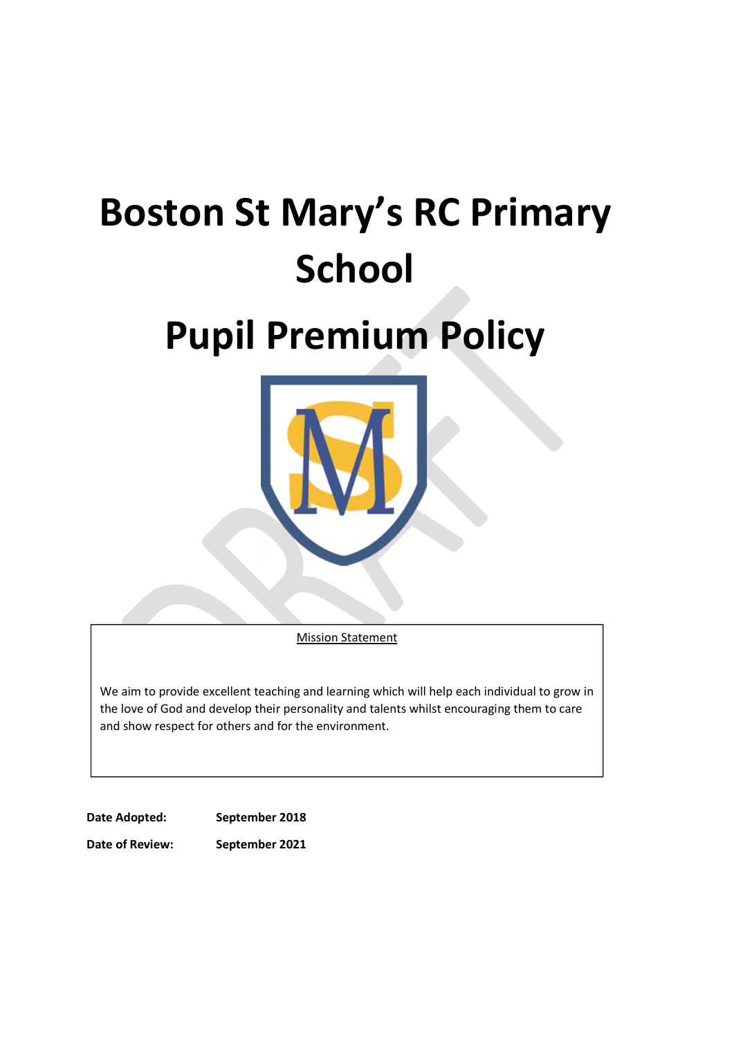# Boston St Mary's RC Primary School

# Pupil Premium Policy

Mission Statement

We aim to provide excellent teaching and learning which will help each individual to grow in the love of God and develop their personality and talents whilst encouraging them to care and show respect for others and for the environment.

**Date Adopted:** **September 2018**

**Date of Review:** **September 2021**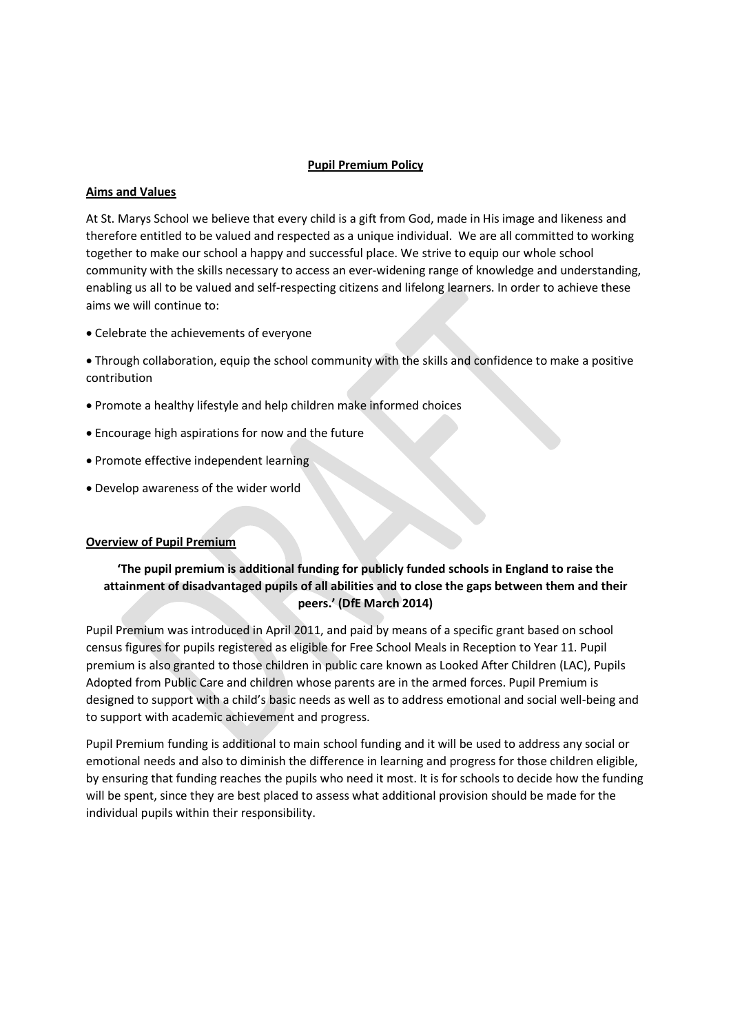**Pupil Premium Policy**

**Aims and Values**

At St. Marys School we believe that every child is a gift from God, made in His image and likeness and therefore entitled to be valued and respected as a unique individual. We are all committed to working together to make our school a happy and successful place. We strive to equip our whole school community with the skills necessary to access an ever-widening range of knowledge and understanding, enabling us all to be valued and self-respecting citizens and lifelong learners. In order to achieve these aims we will continue to:

- Celebrate the achievements of everyone
- Through collaboration, equip the school community with the skills and confidence to make a positive contribution
- Promote a healthy lifestyle and help children make informed choices
- Encourage high aspirations for now and the future
- Promote effective independent learning
- Develop awareness of the wider world

**Overview of Pupil Premium**

**'The pupil premium is additional funding for publicly funded schools in England to raise the attainment of disadvantaged pupils of all abilities and to close the gaps between them and their peers.' (DfE March 2014)**

Pupil Premium was introduced in April 2011, and paid by means of a specific grant based on school census figures for pupils registered as eligible for Free School Meals in Reception to Year 11. Pupil premium is also granted to those children in public care known as Looked After Children (LAC), Pupils Adopted from Public Care and children whose parents are in the armed forces. Pupil Premium is designed to support with a child's basic needs as well as to address emotional and social well-being and to support with academic achievement and progress.

Pupil Premium funding is additional to main school funding and it will be used to address any social or emotional needs and also to diminish the difference in learning and progress for those children eligible, by ensuring that funding reaches the pupils who need it most. It is for schools to decide how the funding will be spent, since they are best placed to assess what additional provision should be made for the individual pupils within their responsibility.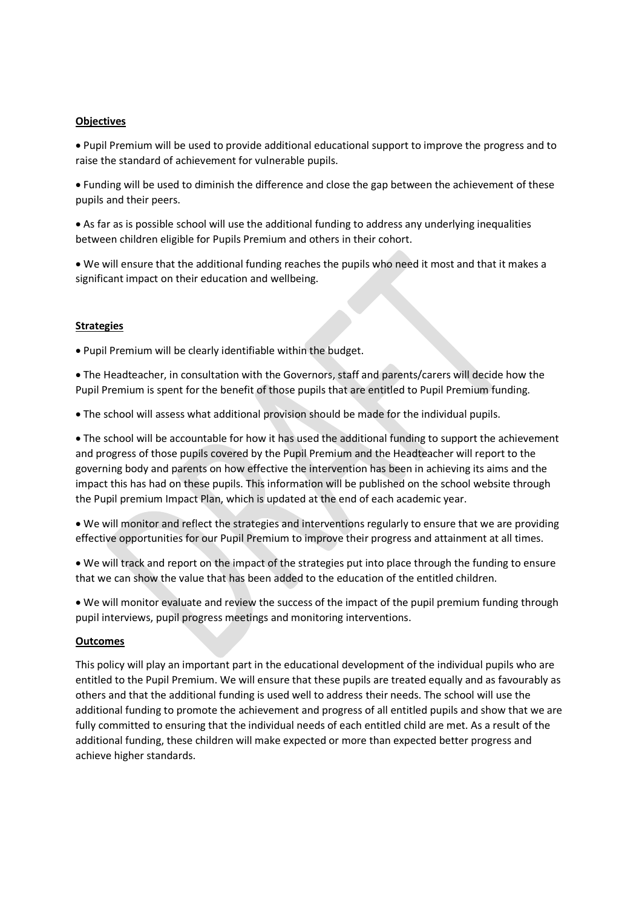**Objectives**

- Pupil Premium will be used to provide additional educational support to improve the progress and to raise the standard of achievement for vulnerable pupils.
- Funding will be used to diminish the difference and close the gap between the achievement of these pupils and their peers.
- As far as is possible school will use the additional funding to address any underlying inequalities between children eligible for Pupils Premium and others in their cohort.
- We will ensure that the additional funding reaches the pupils who need it most and that it makes a significant impact on their education and wellbeing.

**Strategies**

- Pupil Premium will be clearly identifiable within the budget.
- The Headteacher, in consultation with the Governors, staff and parents/carers will decide how the Pupil Premium is spent for the benefit of those pupils that are entitled to Pupil Premium funding.
- The school will assess what additional provision should be made for the individual pupils.
- The school will be accountable for how it has used the additional funding to support the achievement and progress of those pupils covered by the Pupil Premium and the Headteacher will report to the governing body and parents on how effective the intervention has been in achieving its aims and the impact this has had on these pupils. This information will be published on the school website through the Pupil premium Impact Plan, which is updated at the end of each academic year.
- We will monitor and reflect the strategies and interventions regularly to ensure that we are providing effective opportunities for our Pupil Premium to improve their progress and attainment at all times.
- We will track and report on the impact of the strategies put into place through the funding to ensure that we can show the value that has been added to the education of the entitled children.
- We will monitor evaluate and review the success of the impact of the pupil premium funding through pupil interviews, pupil progress meetings and monitoring interventions.

**Outcomes**

This policy will play an important part in the educational development of the individual pupils who are entitled to the Pupil Premium. We will ensure that these pupils are treated equally and as favourably as others and that the additional funding is used well to address their needs. The school will use the additional funding to promote the achievement and progress of all entitled pupils and show that we are fully committed to ensuring that the individual needs of each entitled child are met. As a result of the additional funding, these children will make expected or more than expected better progress and achieve higher standards.